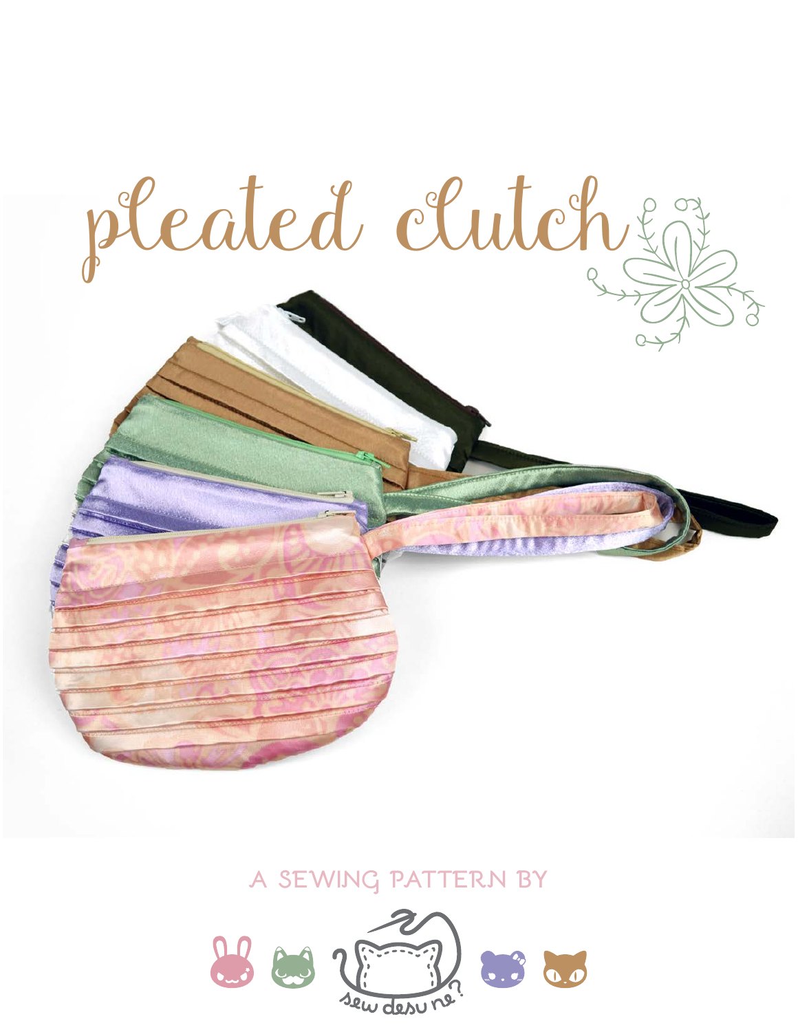# pleated clutch

A SEWING PATTERN BY

sew desu ne?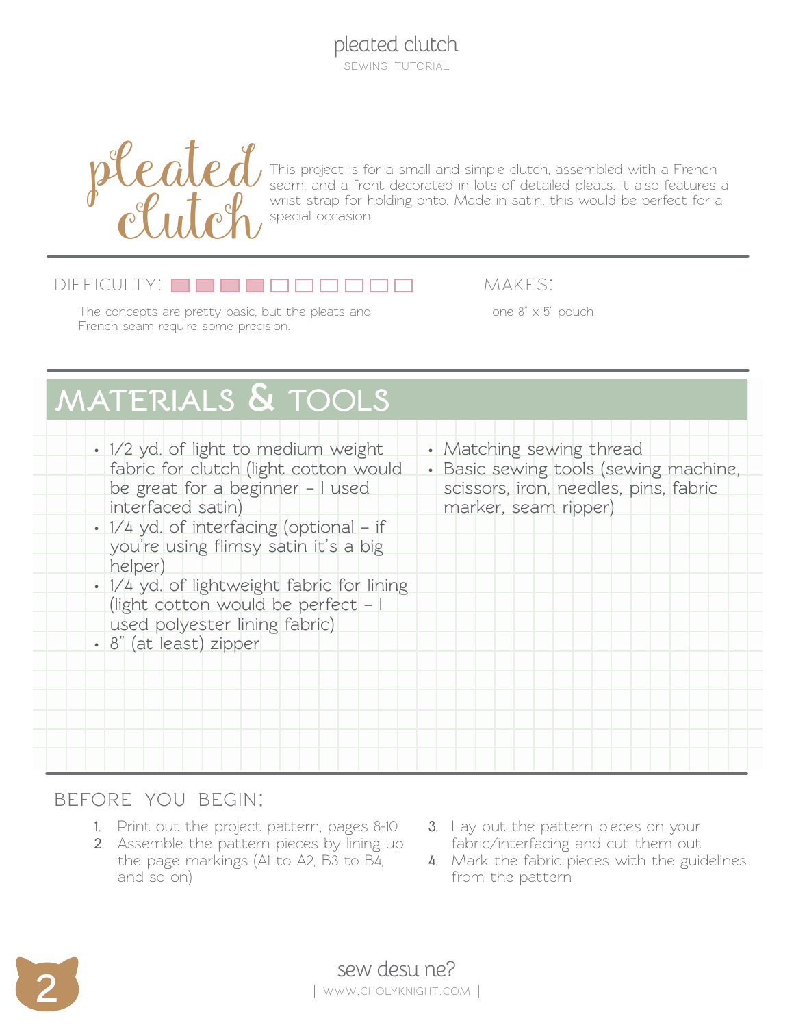# pleated clutch

This project is for a small and simple clutch, assembled with a French seam, and a front decorated in lots of detailed pleats. It also features a wrist strap for holding onto. Made in satin, this would be perfect for a special occasion.

**DIFFICULTY:** 4 out of 10

The concepts are pretty basic, but the pleats and French seam require some precision.

**MAKES:**

one 8" x 5" pouch

## MATERIALS & TOOLS

- 1/2 yd. of light to medium weight fabric for clutch (light cotton would be great for a beginner – I used interfaced satin)
- 1/4 yd. of interfacing (optional – if you're using flimsy satin it's a big helper)
- 1/4 yd. of lightweight fabric for lining (light cotton would be perfect – I used polyester lining fabric)
- 8" (at least) zipper
- Matching sewing thread
- Basic sewing tools (sewing machine, scissors, iron, needles, pins, fabric marker, seam ripper)

## BEFORE YOU BEGIN:

1. Print out the project pattern, pages 8-10
2. Assemble the pattern pieces by lining up the page markings (A1 to A2, B3 to B4, and so on)
3. Lay out the pattern pieces on your fabric/interfacing and cut them out
4. Mark the fabric pieces with the guidelines from the pattern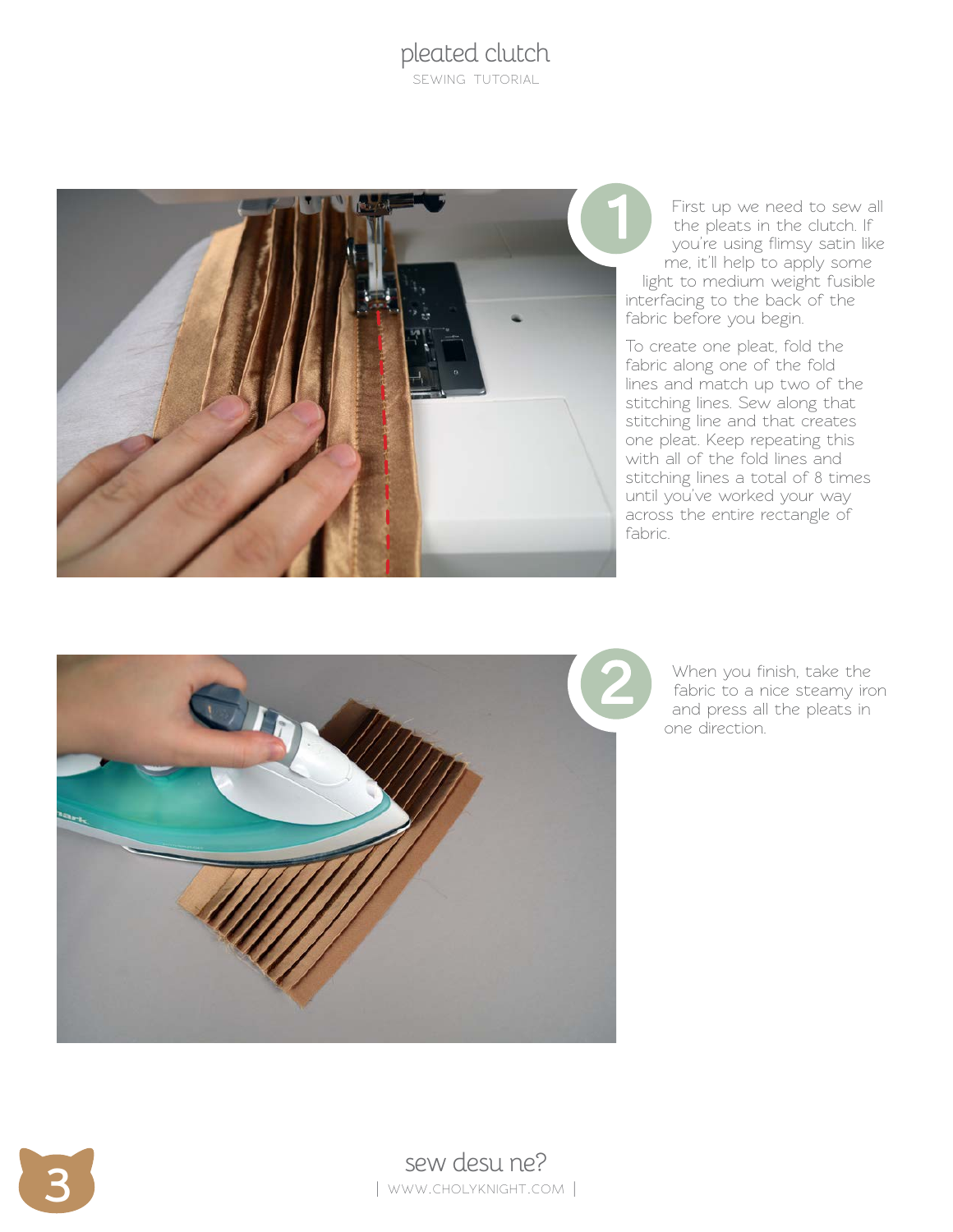**1**

First up we need to sew all the pleats in the clutch. If you're using flimsy satin like me, it'll help to apply some light to medium weight fusible interfacing to the back of the fabric before you begin.

To create one pleat, fold the fabric along one of the fold lines and match up two of the stitching lines. Sew along that stitching line and that creates one pleat. Keep repeating this with all of the fold lines and stitching lines a total of 8 times until you've worked your way across the entire rectangle of fabric.

**2**

When you finish, take the fabric to a nice steamy iron and press all the pleats in one direction.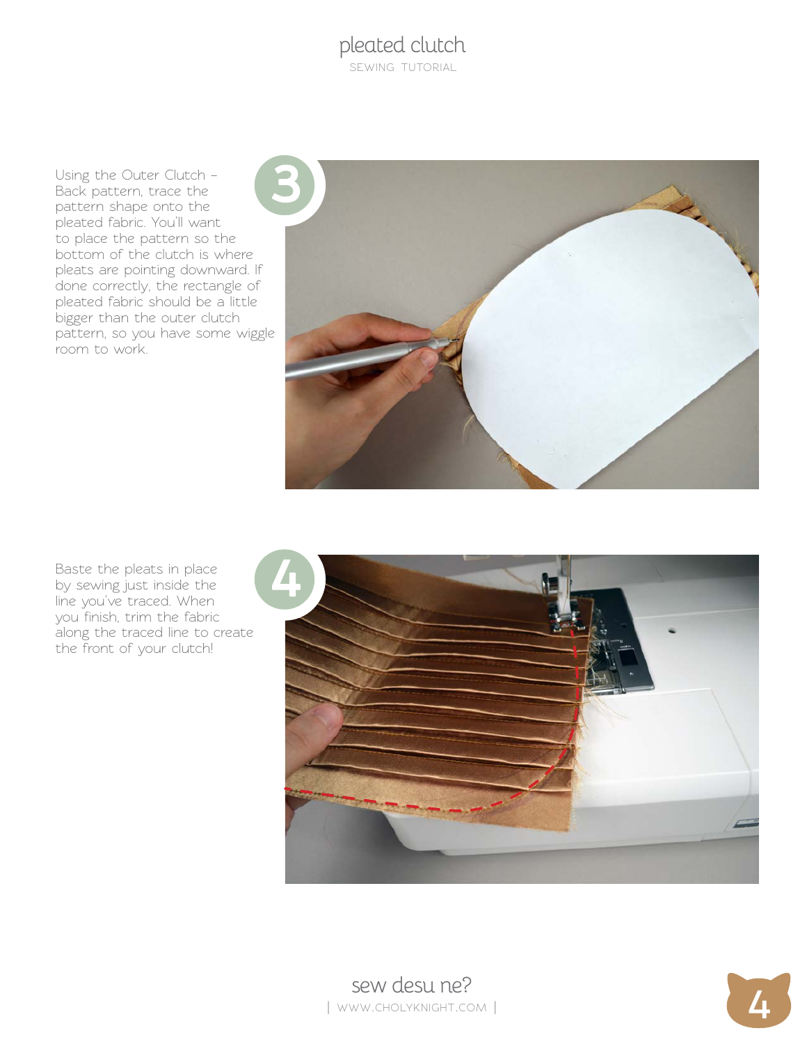## 3

Using the Outer Clutch – Back pattern, trace the pattern shape onto the pleated fabric. You'll want to place the pattern so the bottom of the clutch is where pleats are pointing downward. If done correctly, the rectangle of pleated fabric should be a little bigger than the outer clutch pattern, so you have some wiggle room to work.

## 4

Baste the pleats in place by sewing just inside the line you've traced. When you finish, trim the fabric along the traced line to create the front of your clutch!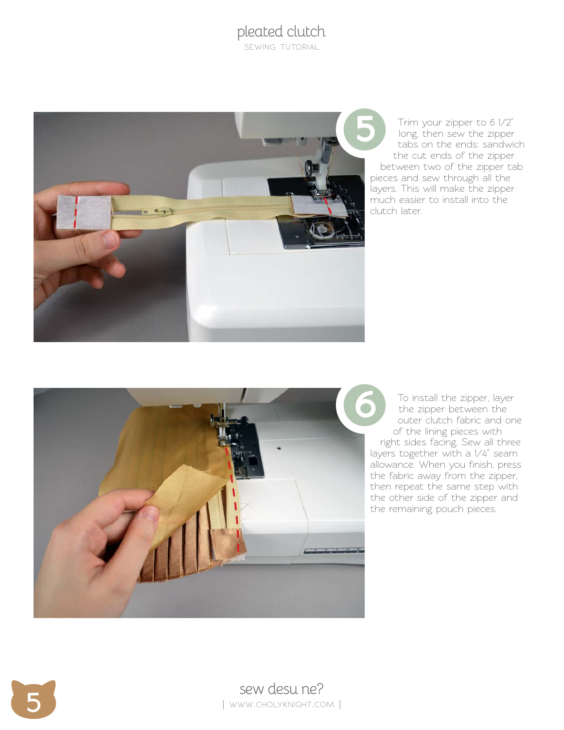**5** Trim your zipper to 6 1/2" long, then sew the zipper tabs on the ends: sandwich the cut ends of the zipper between two of the zipper tab pieces and sew through all the layers. This will make the zipper much easier to install into the clutch later.

**6** To install the zipper, layer the zipper between the outer clutch fabric and one of the lining pieces with right sides facing. Sew all three layers together with a 1/4" seam allowance. When you finish, press the fabric away from the zipper, then repeat the same step with the other side of the zipper and the remaining pouch pieces.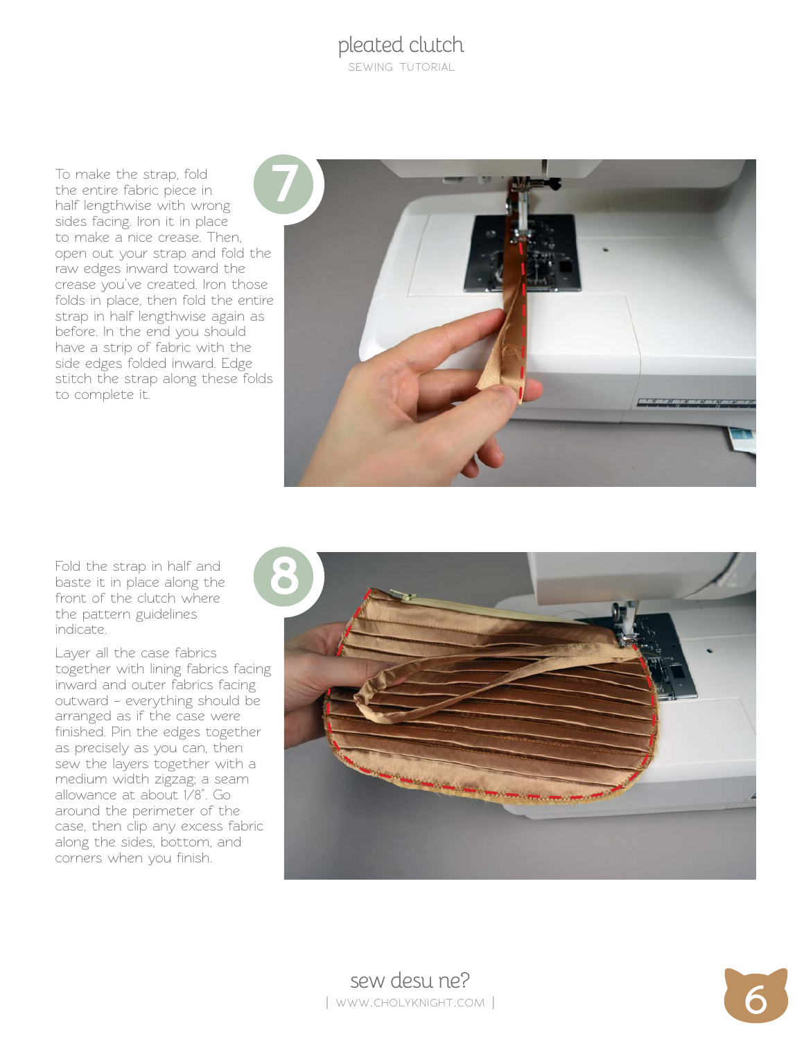**7**

To make the strap, fold the entire fabric piece in half lengthwise with wrong sides facing. Iron it in place to make a nice crease. Then, open out your strap and fold the raw edges inward toward the crease you've created. Iron those folds in place, then fold the entire strap in half lengthwise again as before. In the end you should have a strip of fabric with the side edges folded inward. Edge stitch the strap along these folds to complete it.

**8**

Fold the strap in half and baste it in place along the front of the clutch where the pattern guidelines indicate.

Layer all the case fabrics together with lining fabrics facing inward and outer fabrics facing outward – everything should be arranged as if the case were finished. Pin the edges together as precisely as you can, then sew the layers together with a medium width zigzag; a seam allowance at about 1/8". Go around the perimeter of the case, then clip any excess fabric along the sides, bottom, and corners when you finish.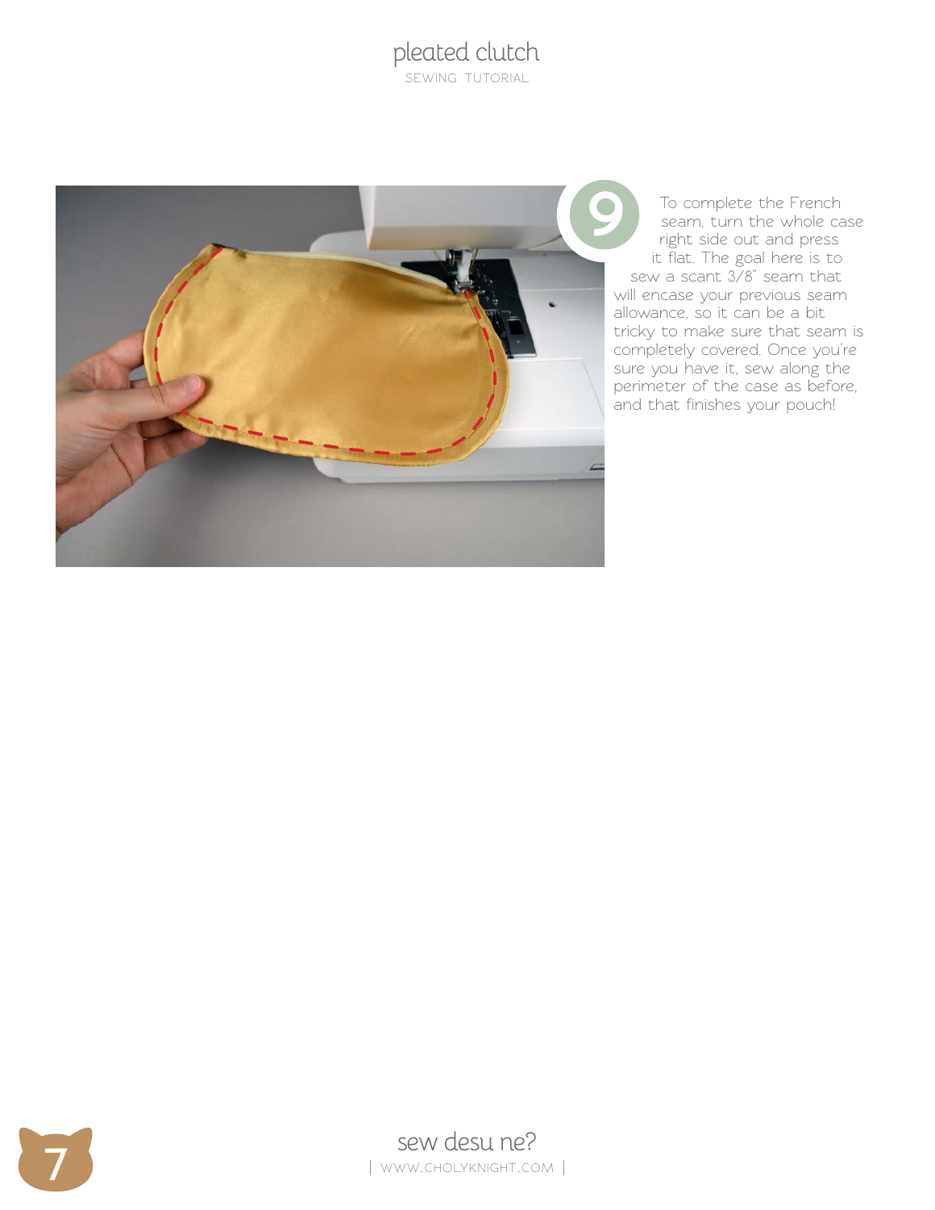**9** To complete the French seam, turn the whole case right side out and press it flat. The goal here is to sew a scant 3/8" seam that will encase your previous seam allowance, so it can be a bit tricky to make sure that seam is completely covered. Once you're sure you have it, sew along the perimeter of the case as before, and that finishes your pouch!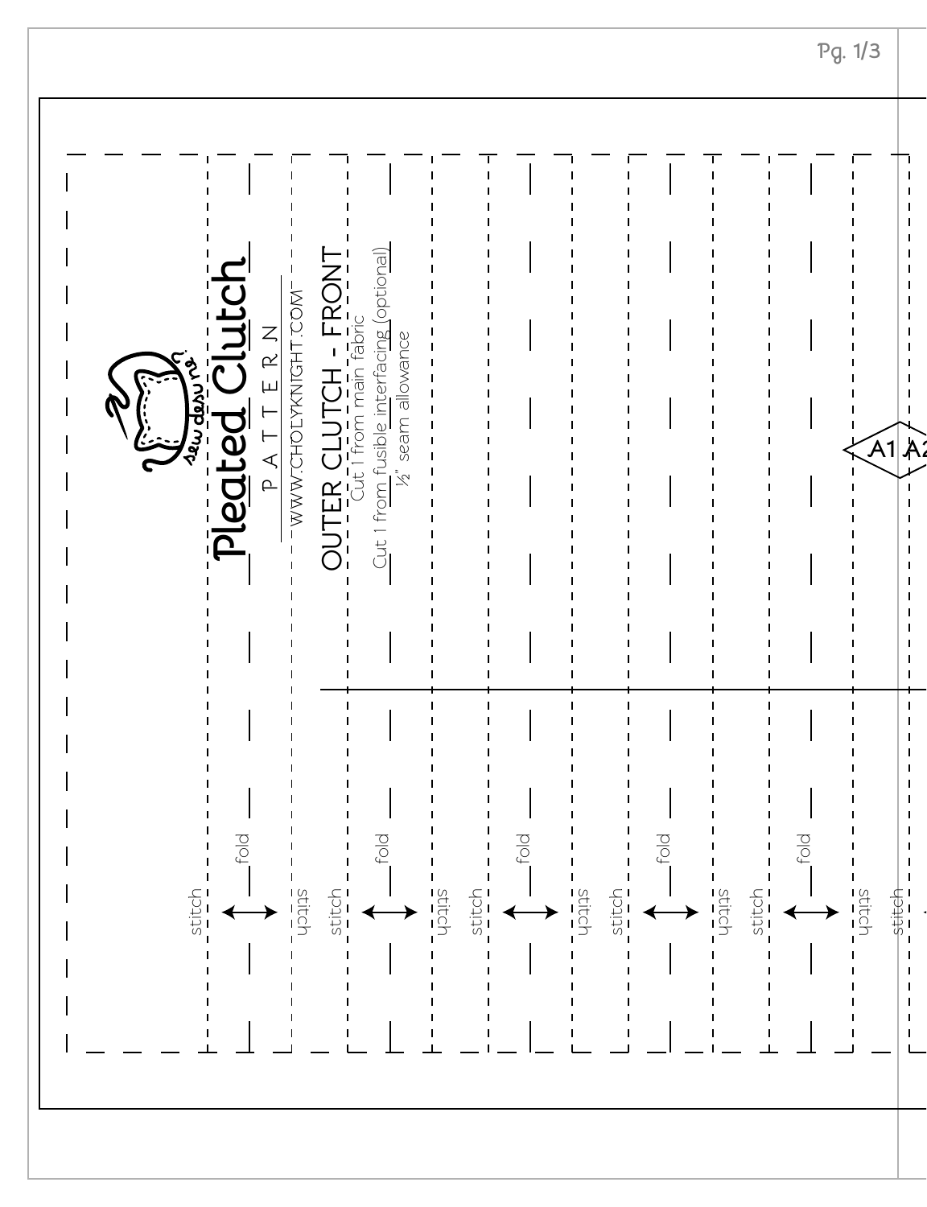# Pleated Clutch

P A T T E R N

WWW.CHOLYKNIGHT.COM

## OUTER CLUTCH - FRONT

Cut 1 from main fabric

Cut 1 from fusible interfacing (optional)

½" seam allowance

stitch

fold

stitch

stitch

fold

stitch

stitch

fold

stitch

stitch

fold

stitch

stitch

fold

stitch

stitch

A1 A2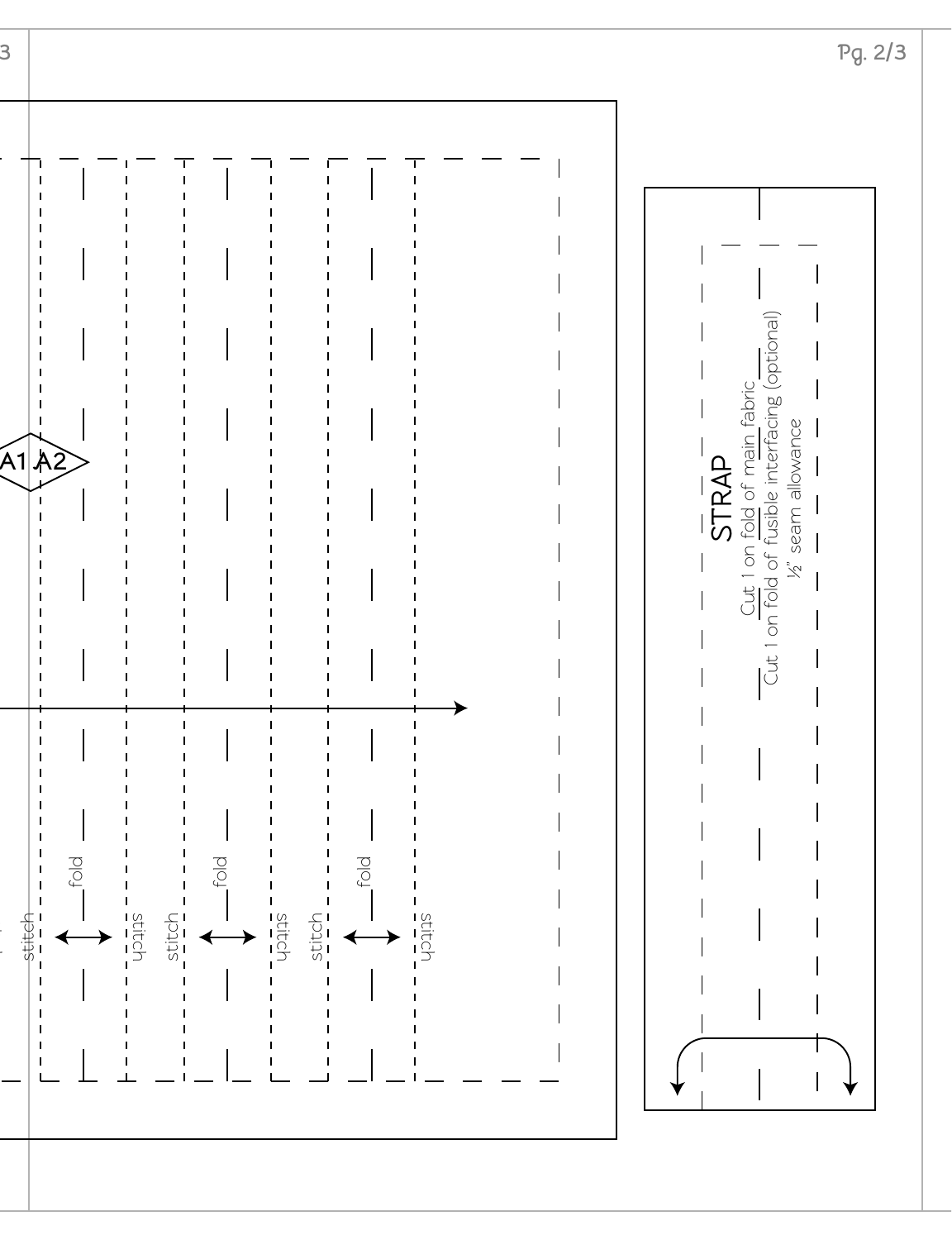A1 A2

fold

fold

fold

stitch

stitch

stitch

stitch

stitch

stitch

stitch

## STRAP

Cut 1 on fold of main fabric

Cut 1 on fold of fusible interfacing (optional)

½" seam allowance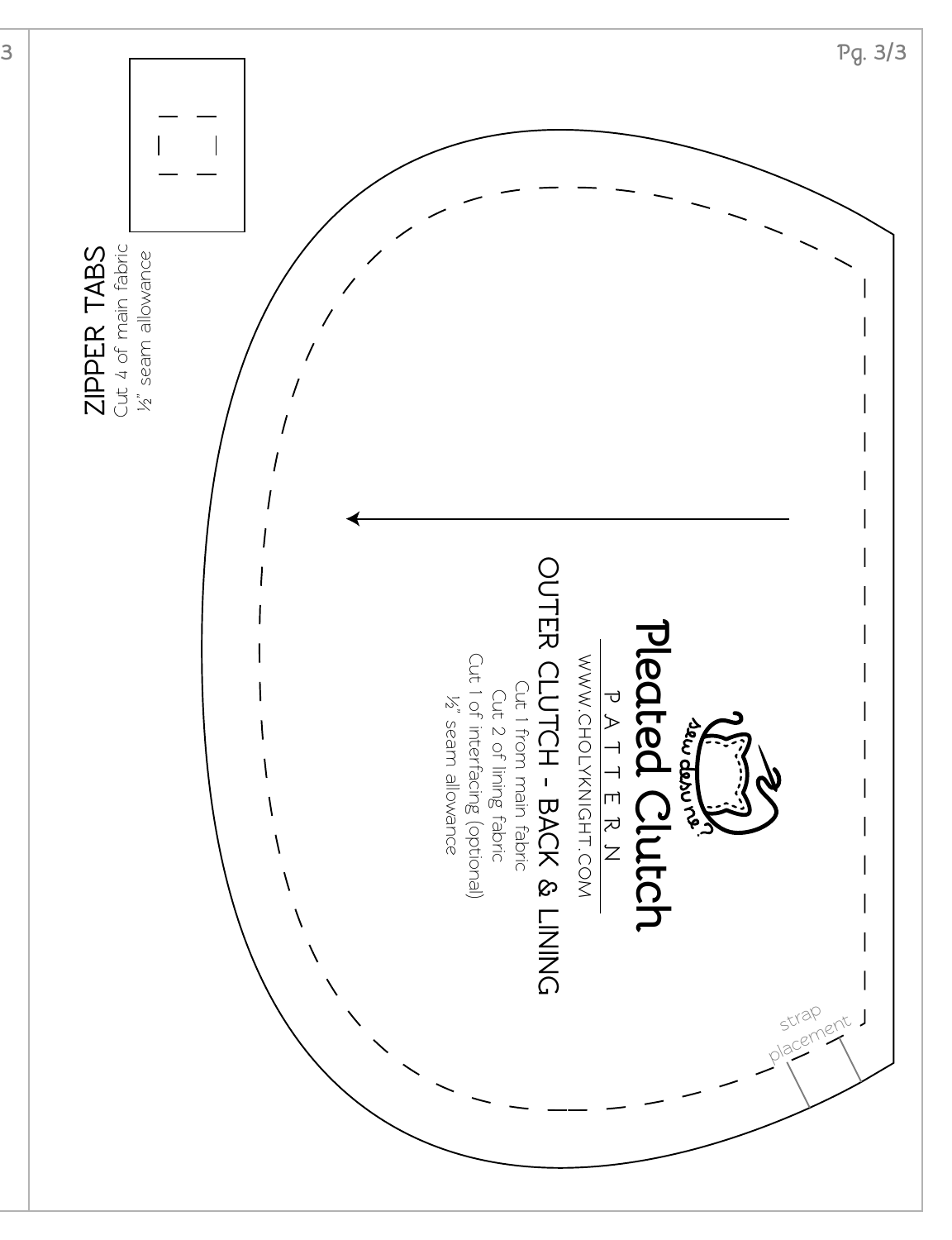ZIPPER TABS

Cut 4 of main fabric

½" seam allowance

Pleated Clutch

PATTERN

WWW.CHOLYKNIGHT.COM

OUTER CLUTCH - BACK & LINING

Cut 1 from main fabric

Cut 2 of lining fabric

Cut 1 of interfacing (optional)

½" seam allowance

strap placement